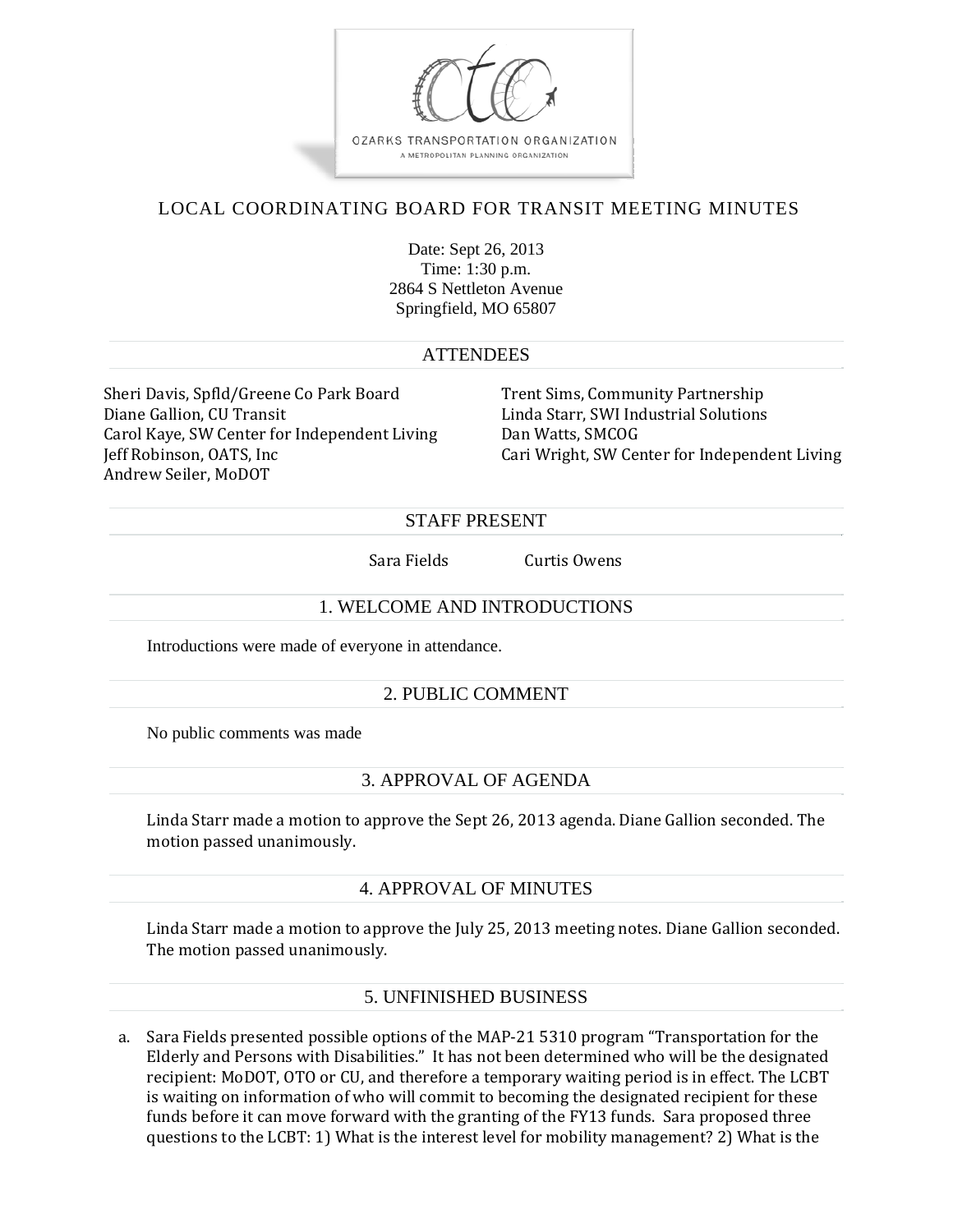OZARKS TRANSPORTATION ORGANIZATION
A METROPOLITAN PLANNING ORGANIZATION

# LOCAL COORDINATING BOARD FOR TRANSIT MEETING MINUTES

Date: Sept 26, 2013
Time: 1:30 p.m.
2864 S Nettleton Avenue
Springfield, MO 65807

## ATTENDEES

Sheri Davis, Spfld/Greene Co Park Board
Diane Gallion, CU Transit
Carol Kaye, SW Center for Independent Living
Jeff Robinson, OATS, Inc
Andrew Seiler, MoDOT
Trent Sims, Community Partnership
Linda Starr, SWI Industrial Solutions
Dan Watts, SMCOG
Cari Wright, SW Center for Independent Living

## STAFF PRESENT

Sara Fields     Curtis Owens

## 1. WELCOME AND INTRODUCTIONS

Introductions were made of everyone in attendance.

## 2. PUBLIC COMMENT

No public comments was made

## 3. APPROVAL OF AGENDA

Linda Starr made a motion to approve the Sept 26, 2013 agenda. Diane Gallion seconded. The motion passed unanimously.

## 4. APPROVAL OF MINUTES

Linda Starr made a motion to approve the July 25, 2013 meeting notes. Diane Gallion seconded. The motion passed unanimously.

## 5. UNFINISHED BUSINESS

a. Sara Fields presented possible options of the MAP-21 5310 program "Transportation for the Elderly and Persons with Disabilities." It has not been determined who will be the designated recipient: MoDOT, OTO or CU, and therefore a temporary waiting period is in effect. The LCBT is waiting on information of who will commit to becoming the designated recipient for these funds before it can move forward with the granting of the FY13 funds. Sara proposed three questions to the LCBT: 1) What is the interest level for mobility management? 2) What is the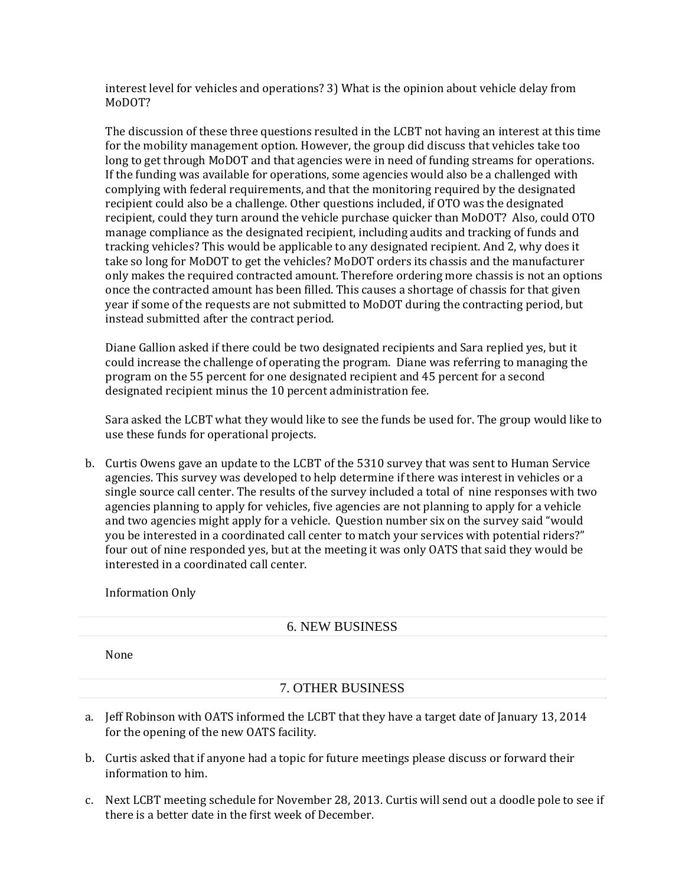interest level for vehicles and operations? 3) What is the opinion about vehicle delay from MoDOT?

The discussion of these three questions resulted in the LCBT not having an interest at this time for the mobility management option. However, the group did discuss that vehicles take too long to get through MoDOT and that agencies were in need of funding streams for operations. If the funding was available for operations, some agencies would also be a challenged with complying with federal requirements, and that the monitoring required by the designated recipient could also be a challenge. Other questions included, if OTO was the designated recipient, could they turn around the vehicle purchase quicker than MoDOT? Also, could OTO manage compliance as the designated recipient, including audits and tracking of funds and tracking vehicles? This would be applicable to any designated recipient. And 2, why does it take so long for MoDOT to get the vehicles? MoDOT orders its chassis and the manufacturer only makes the required contracted amount. Therefore ordering more chassis is not an options once the contracted amount has been filled. This causes a shortage of chassis for that given year if some of the requests are not submitted to MoDOT during the contracting period, but instead submitted after the contract period.

Diane Gallion asked if there could be two designated recipients and Sara replied yes, but it could increase the challenge of operating the program. Diane was referring to managing the program on the 55 percent for one designated recipient and 45 percent for a second designated recipient minus the 10 percent administration fee.

Sara asked the LCBT what they would like to see the funds be used for. The group would like to use these funds for operational projects.

b. Curtis Owens gave an update to the LCBT of the 5310 survey that was sent to Human Service agencies. This survey was developed to help determine if there was interest in vehicles or a single source call center. The results of the survey included a total of nine responses with two agencies planning to apply for vehicles, five agencies are not planning to apply for a vehicle and two agencies might apply for a vehicle. Question number six on the survey said "would you be interested in a coordinated call center to match your services with potential riders?" four out of nine responded yes, but at the meeting it was only OATS that said they would be interested in a coordinated call center.

   Information Only

## 6. NEW BUSINESS

None

## 7. OTHER BUSINESS

a. Jeff Robinson with OATS informed the LCBT that they have a target date of January 13, 2014 for the opening of the new OATS facility.

b. Curtis asked that if anyone had a topic for future meetings please discuss or forward their information to him.

c. Next LCBT meeting schedule for November 28, 2013. Curtis will send out a doodle pole to see if there is a better date in the first week of December.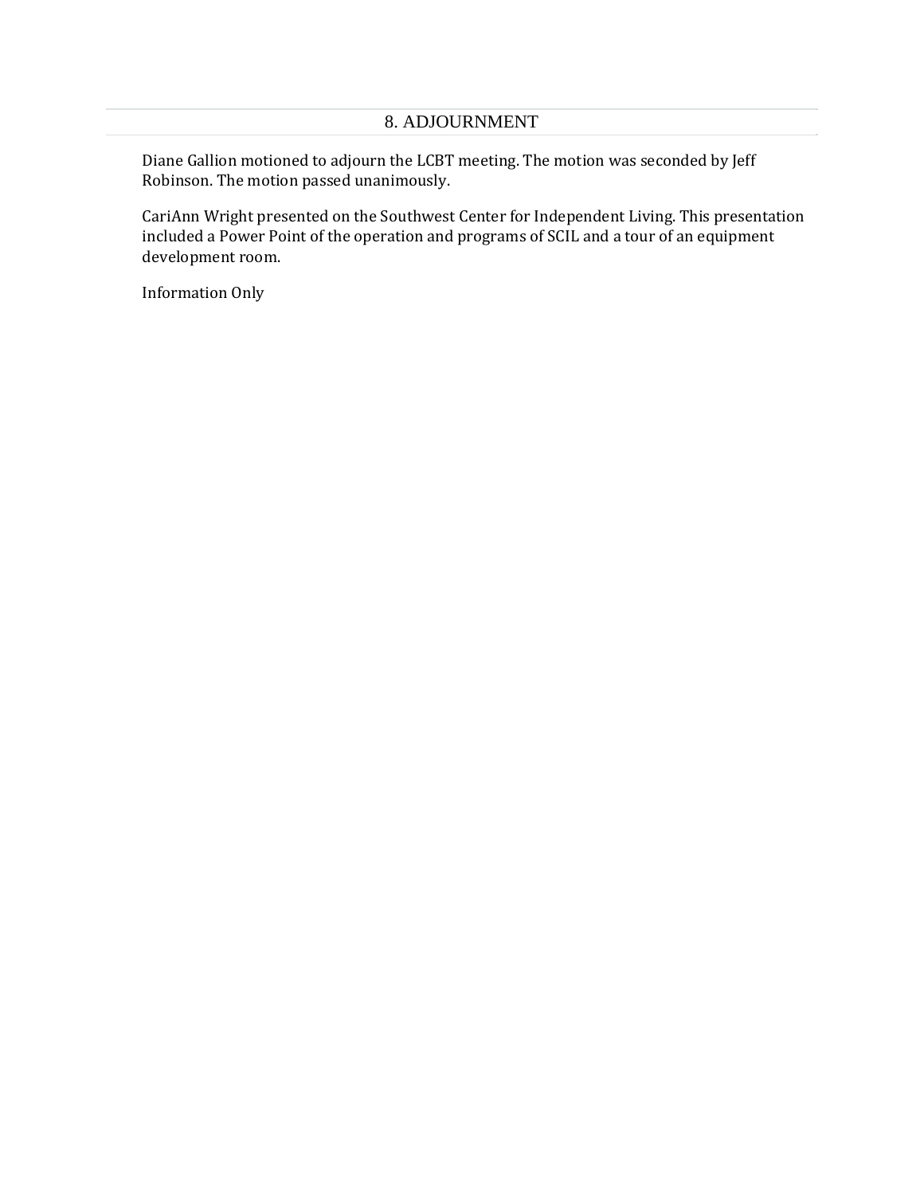## 8. ADJOURNMENT

Diane Gallion motioned to adjourn the LCBT meeting. The motion was seconded by Jeff Robinson. The motion passed unanimously.

CariAnn Wright presented on the Southwest Center for Independent Living. This presentation included a Power Point of the operation and programs of SCIL and a tour of an equipment development room.

Information Only